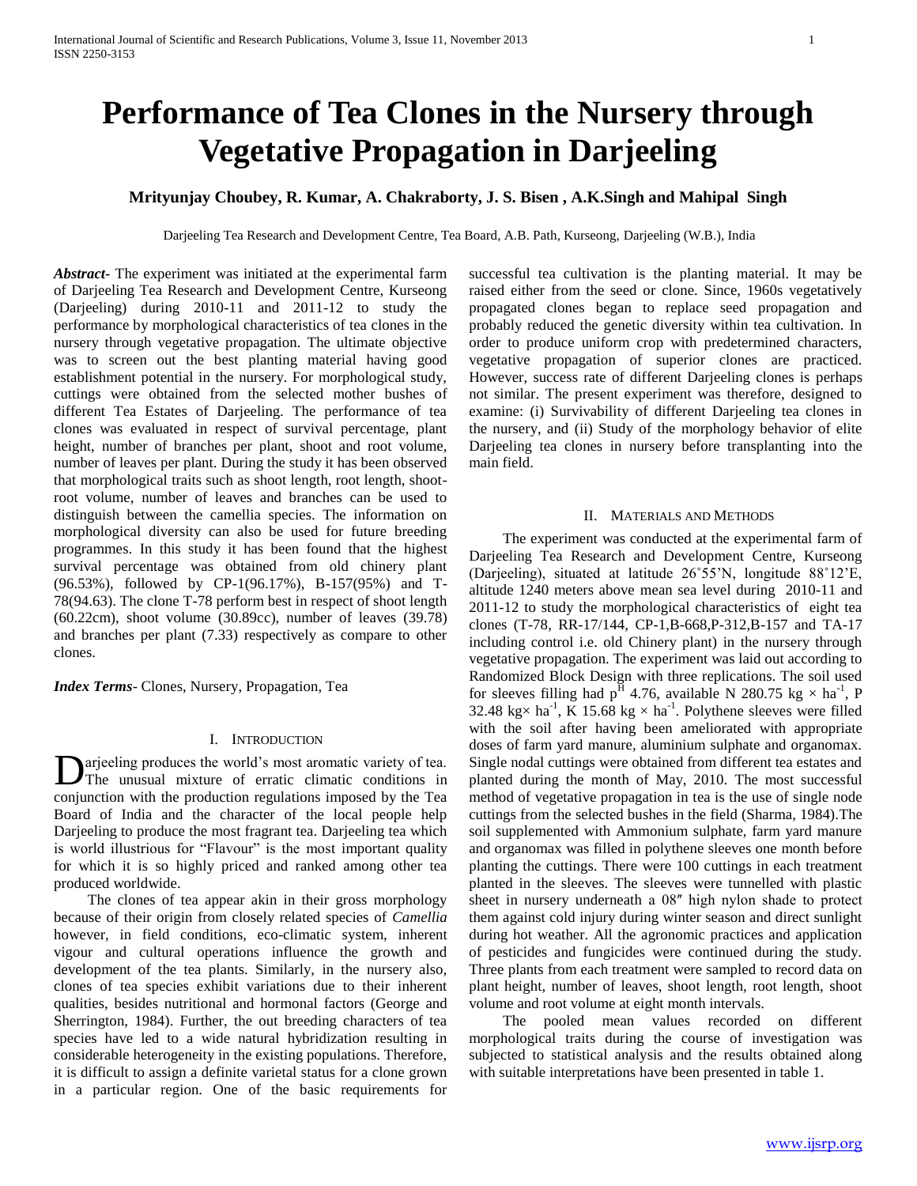# Performance of Tea Clones in the Nursery through Vegetative Propagation in Darjeeling

**Mrityunjay Choubey, R. Kumar, A. Chakraborty, J. S. Bisen , A.K.Singh and Mahipal Singh**

Darjeeling Tea Research and Development Centre, Tea Board, A.B. Path, Kurseong, Darjeeling (W.B.), India

***Abstract-*** The experiment was initiated at the experimental farm of Darjeeling Tea Research and Development Centre, Kurseong (Darjeeling) during 2010-11 and 2011-12 to study the performance by morphological characteristics of tea clones in the nursery through vegetative propagation. The ultimate objective was to screen out the best planting material having good establishment potential in the nursery. For morphological study, cuttings were obtained from the selected mother bushes of different Tea Estates of Darjeeling. The performance of tea clones was evaluated in respect of survival percentage, plant height, number of branches per plant, shoot and root volume, number of leaves per plant. During the study it has been observed that morphological traits such as shoot length, root length, shoot-root volume, number of leaves and branches can be used to distinguish between the camellia species. The information on morphological diversity can also be used for future breeding programmes. In this study it has been found that the highest survival percentage was obtained from old chinery plant (96.53%), followed by CP-1(96.17%), B-157(95%) and T-78(94.63). The clone T-78 perform best in respect of shoot length (60.22cm), shoot volume (30.89cc), number of leaves (39.78) and branches per plant (7.33) respectively as compare to other clones.

***Index Terms-*** Clones, Nursery, Propagation, Tea

## I. Introduction

Darjeeling produces the world's most aromatic variety of tea. The unusual mixture of erratic climatic conditions in conjunction with the production regulations imposed by the Tea Board of India and the character of the local people help Darjeeling to produce the most fragrant tea. Darjeeling tea which is world illustrious for "Flavour" is the most important quality for which it is so highly priced and ranked among other tea produced worldwide.

The clones of tea appear akin in their gross morphology because of their origin from closely related species of *Camellia* however, in field conditions, eco-climatic system, inherent vigour and cultural operations influence the growth and development of the tea plants. Similarly, in the nursery also, clones of tea species exhibit variations due to their inherent qualities, besides nutritional and hormonal factors (George and Sherrington, 1984). Further, the out breeding characters of tea species have led to a wide natural hybridization resulting in considerable heterogeneity in the existing populations. Therefore, it is difficult to assign a definite varietal status for a clone grown in a particular region. One of the basic requirements for successful tea cultivation is the planting material. It may be raised either from the seed or clone. Since, 1960s vegetatively propagated clones began to replace seed propagation and probably reduced the genetic diversity within tea cultivation. In order to produce uniform crop with predetermined characters, vegetative propagation of superior clones are practiced. However, success rate of different Darjeeling clones is perhaps not similar. The present experiment was therefore, designed to examine: (i) Survivability of different Darjeeling tea clones in the nursery, and (ii) Study of the morphology behavior of elite Darjeeling tea clones in nursery before transplanting into the main field.

## II. Materials and Methods

The experiment was conducted at the experimental farm of Darjeeling Tea Research and Development Centre, Kurseong (Darjeeling), situated at latitude 26˚55'N, longitude 88˚12'E, altitude 1240 meters above mean sea level during 2010-11 and 2011-12 to study the morphological characteristics of eight tea clones (T-78, RR-17/144, CP-1,B-668,P-312,B-157 and TA-17 including control i.e. old Chinery plant) in the nursery through vegetative propagation. The experiment was laid out according to Randomized Block Design with three replications. The soil used for sleeves filling had $p^H$ 4.76, available N 280.75 kg $\times$ ha$^{-1}$, P 32.48 kg$\times$ ha$^{-1}$, K 15.68 kg $\times$ ha$^{-1}$. Polythene sleeves were filled with the soil after having been ameliorated with appropriate doses of farm yard manure, aluminium sulphate and organomax. Single nodal cuttings were obtained from different tea estates and planted during the month of May, 2010. The most successful method of vegetative propagation in tea is the use of single node cuttings from the selected bushes in the field (Sharma, 1984).The soil supplemented with Ammonium sulphate, farm yard manure and organomax was filled in polythene sleeves one month before planting the cuttings. There were 100 cuttings in each treatment planted in the sleeves. The sleeves were tunnelled with plastic sheet in nursery underneath a 08″ high nylon shade to protect them against cold injury during winter season and direct sunlight during hot weather. All the agronomic practices and application of pesticides and fungicides were continued during the study. Three plants from each treatment were sampled to record data on plant height, number of leaves, shoot length, root length, shoot volume and root volume at eight month intervals.

The pooled mean values recorded on different morphological traits during the course of investigation was subjected to statistical analysis and the results obtained along with suitable interpretations have been presented in table 1.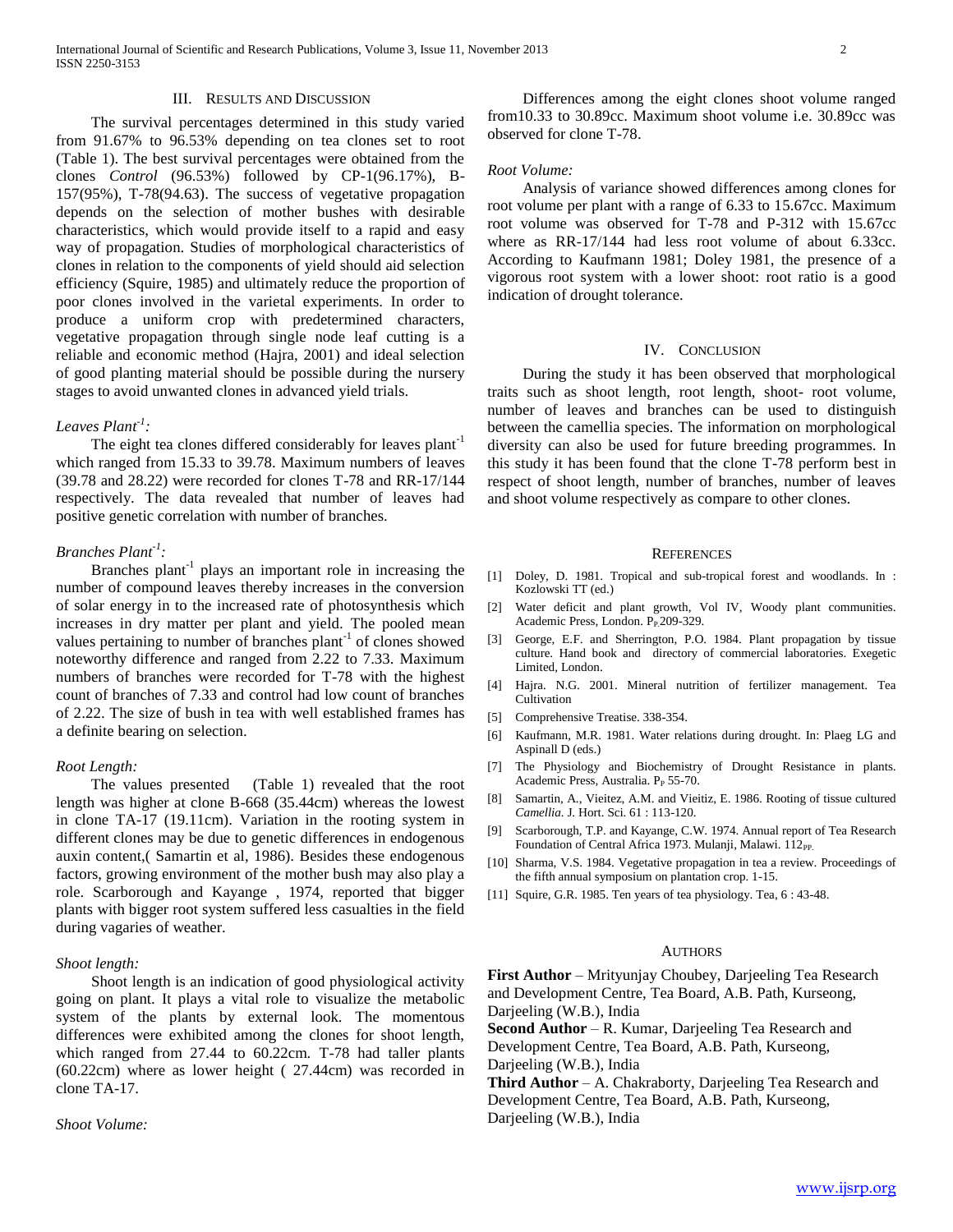## III. Results and Discussion

The survival percentages determined in this study varied from 91.67% to 96.53% depending on tea clones set to root (Table 1). The best survival percentages were obtained from the clones *Control* (96.53%) followed by CP-1(96.17%), B-157(95%), T-78(94.63). The success of vegetative propagation depends on the selection of mother bushes with desirable characteristics, which would provide itself to a rapid and easy way of propagation. Studies of morphological characteristics of clones in relation to the components of yield should aid selection efficiency (Squire, 1985) and ultimately reduce the proportion of poor clones involved in the varietal experiments. In order to produce a uniform crop with predetermined characters, vegetative propagation through single node leaf cutting is a reliable and economic method (Hajra, 2001) and ideal selection of good planting material should be possible during the nursery stages to avoid unwanted clones in advanced yield trials.

### *Leaves Plant$^{-1}$:*

The eight tea clones differed considerably for leaves plant$^{-1}$ which ranged from 15.33 to 39.78. Maximum numbers of leaves (39.78 and 28.22) were recorded for clones T-78 and RR-17/144 respectively. The data revealed that number of leaves had positive genetic correlation with number of branches.

### *Branches Plant$^{-1}$:*

Branches plant$^{-1}$ plays an important role in increasing the number of compound leaves thereby increases in the conversion of solar energy in to the increased rate of photosynthesis which increases in dry matter per plant and yield. The pooled mean values pertaining to number of branches plant$^{-1}$ of clones showed noteworthy difference and ranged from 2.22 to 7.33. Maximum numbers of branches were recorded for T-78 with the highest count of branches of 7.33 and control had low count of branches of 2.22. The size of bush in tea with well established frames has a definite bearing on selection.

### *Root Length:*

The values presented (Table 1) revealed that the root length was higher at clone B-668 (35.44cm) whereas the lowest in clone TA-17 (19.11cm). Variation in the rooting system in different clones may be due to genetic differences in endogenous auxin content,( Samartin et al, 1986). Besides these endogenous factors, growing environment of the mother bush may also play a role. Scarborough and Kayange , 1974, reported that bigger plants with bigger root system suffered less casualties in the field during vagaries of weather.

### *Shoot length:*

Shoot length is an indication of good physiological activity going on plant. It plays a vital role to visualize the metabolic system of the plants by external look. The momentous differences were exhibited among the clones for shoot length, which ranged from 27.44 to 60.22cm. T-78 had taller plants (60.22cm) where as lower height ( 27.44cm) was recorded in clone TA-17.

### *Shoot Volume:*

Differences among the eight clones shoot volume ranged from10.33 to 30.89cc. Maximum shoot volume i.e. 30.89cc was observed for clone T-78.

### *Root Volume:*

Analysis of variance showed differences among clones for root volume per plant with a range of 6.33 to 15.67cc. Maximum root volume was observed for T-78 and P-312 with 15.67cc where as RR-17/144 had less root volume of about 6.33cc. According to Kaufmann 1981; Doley 1981, the presence of a vigorous root system with a lower shoot: root ratio is a good indication of drought tolerance.

## IV. Conclusion

During the study it has been observed that morphological traits such as shoot length, root length, shoot- root volume, number of leaves and branches can be used to distinguish between the camellia species. The information on morphological diversity can also be used for future breeding programmes. In this study it has been found that the clone T-78 perform best in respect of shoot length, number of branches, number of leaves and shoot volume respectively as compare to other clones.

## References

[1] Doley, D. 1981. Tropical and sub-tropical forest and woodlands. In : Kozlowski TT (ed.)

[2] Water deficit and plant growth, Vol IV, Woody plant communities. Academic Press, London. $P_P$ 209-329.

[3] George, E.F. and Sherrington, P.O. 1984. Plant propagation by tissue culture. Hand book and directory of commercial laboratories. Exegetic Limited, London.

[4] Hajra. N.G. 2001. Mineral nutrition of fertilizer management. Tea Cultivation

[5] Comprehensive Treatise. 338-354.

[6] Kaufmann, M.R. 1981. Water relations during drought. In: Plaeg LG and Aspinall D (eds.)

[7] The Physiology and Biochemistry of Drought Resistance in plants. Academic Press, Australia. $P_P$ 55-70.

[8] Samartin, A., Vieitez, A.M. and Vieitiz, E. 1986. Rooting of tissue cultured *Camellia*. J. Hort. Sci. 61 : 113-120.

[9] Scarborough, T.P. and Kayange, C.W. 1974. Annual report of Tea Research Foundation of Central Africa 1973. Mulanji, Malawi. $112_{PP.}$

[10] Sharma, V.S. 1984. Vegetative propagation in tea a review. Proceedings of the fifth annual symposium on plantation crop. 1-15.

[11] Squire, G.R. 1985. Ten years of tea physiology. Tea, 6 : 43-48.

## Authors

**First Author** – Mrityunjay Choubey, Darjeeling Tea Research and Development Centre, Tea Board, A.B. Path, Kurseong, Darjeeling (W.B.), India

**Second Author** – R. Kumar, Darjeeling Tea Research and Development Centre, Tea Board, A.B. Path, Kurseong, Darjeeling (W.B.), India

**Third Author** – A. Chakraborty, Darjeeling Tea Research and Development Centre, Tea Board, A.B. Path, Kurseong, Darjeeling (W.B.), India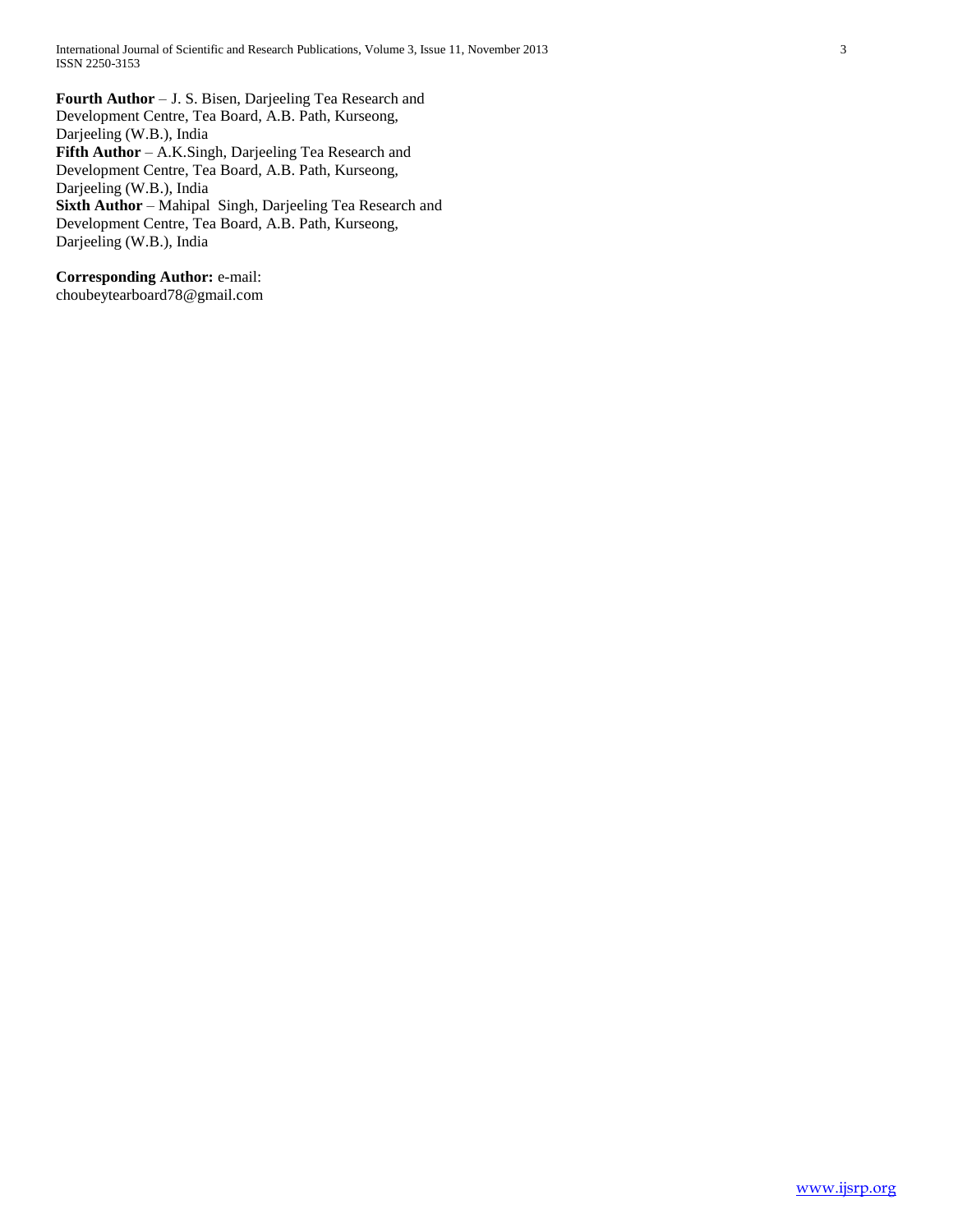**Fourth Author** – J. S. Bisen, Darjeeling Tea Research and Development Centre, Tea Board, A.B. Path, Kurseong, Darjeeling (W.B.), India
**Fifth Author** – A.K.Singh, Darjeeling Tea Research and Development Centre, Tea Board, A.B. Path, Kurseong, Darjeeling (W.B.), India
**Sixth Author** – Mahipal Singh, Darjeeling Tea Research and Development Centre, Tea Board, A.B. Path, Kurseong, Darjeeling (W.B.), India

**Corresponding Author:** e-mail: choubeytearboard78@gmail.com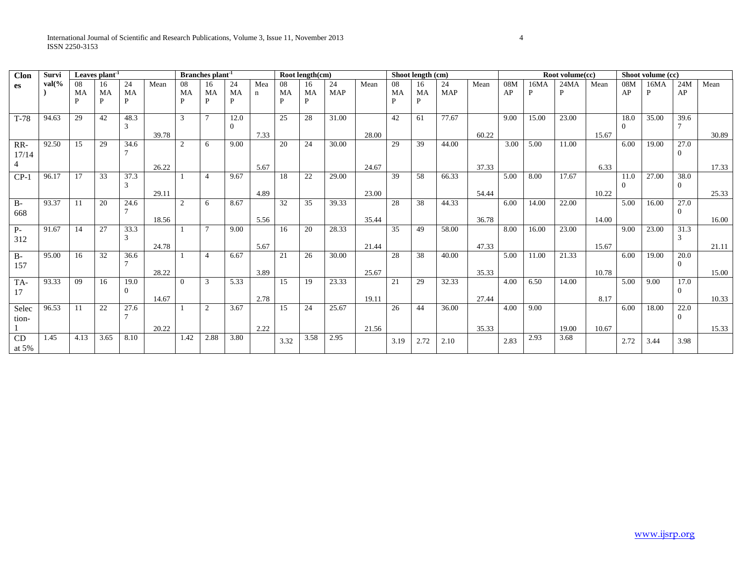| Clones | Survival(%) | Leaves plant$^{-1}$ | | | | Branches plant$^{-1}$ | | | | Root length(cm) | | | | Shoot length (cm) | | | | Root volume(cc) | | | | Shoot volume (cc) | | | |
|---|---|---|---|---|---|---|---|---|---|---|---|---|---|---|---|---|---|---|---|---|---|---|---|---|---|
| | | 08 MAP | 16 MAP | 24 MAP | Mean | 08 MAP | 16 MAP | 24 MAP | Mean | 08 MAP | 16 MAP | 24 MAP | Mean | 08 MAP | 16 MAP | 24 MAP | Mean | 08MAP | 16MAP | 24MAP | Mean | 08MAP | 16MAP | 24MAP | Mean |
| T-78 | 94.63 | 29 | 42 | 48.33 | 39.78 | 3 | 7 | 12.00 | 7.33 | 25 | 28 | 31.00 | 28.00 | 42 | 61 | 77.67 | 60.22 | 9.00 | 15.00 | 23.00 | 15.67 | 18.00 | 35.00 | 39.67 | 30.89 |
| RR-17/144 | 92.50 | 15 | 29 | 34.67 | 26.22 | 2 | 6 | 9.00 | 5.67 | 20 | 24 | 30.00 | 24.67 | 29 | 39 | 44.00 | 37.33 | 3.00 | 5.00 | 11.00 | 6.33 | 6.00 | 19.00 | 27.00 | 17.33 |
| CP-1 | 96.17 | 17 | 33 | 37.33 | 29.11 | 1 | 4 | 9.67 | 4.89 | 18 | 22 | 29.00 | 23.00 | 39 | 58 | 66.33 | 54.44 | 5.00 | 8.00 | 17.67 | 10.22 | 11.00 | 27.00 | 38.00 | 25.33 |
| B-668 | 93.37 | 11 | 20 | 24.67 | 18.56 | 2 | 6 | 8.67 | 5.56 | 32 | 35 | 39.33 | 35.44 | 28 | 38 | 44.33 | 36.78 | 6.00 | 14.00 | 22.00 | 14.00 | 5.00 | 16.00 | 27.00 | 16.00 |
| P-312 | 91.67 | 14 | 27 | 33.33 | 24.78 | 1 | 7 | 9.00 | 5.67 | 16 | 20 | 28.33 | 21.44 | 35 | 49 | 58.00 | 47.33 | 8.00 | 16.00 | 23.00 | 15.67 | 9.00 | 23.00 | 31.33 | 21.11 |
| B-157 | 95.00 | 16 | 32 | 36.67 | 28.22 | 1 | 4 | 6.67 | 3.89 | 21 | 26 | 30.00 | 25.67 | 28 | 38 | 40.00 | 35.33 | 5.00 | 11.00 | 21.33 | 10.78 | 6.00 | 19.00 | 20.00 | 15.00 |
| TA-17 | 93.33 | 09 | 16 | 19.00 | 14.67 | 0 | 3 | 5.33 | 2.78 | 15 | 19 | 23.33 | 19.11 | 21 | 29 | 32.33 | 27.44 | 4.00 | 6.50 | 14.00 | 8.17 | 5.00 | 9.00 | 17.00 | 10.33 |
| Selection-1 | 96.53 | 11 | 22 | 27.67 | 20.22 | 1 | 2 | 3.67 | 2.22 | 15 | 24 | 25.67 | 21.56 | 26 | 44 | 36.00 | 35.33 | 4.00 | 9.00 | 19.00 | 10.67 | 6.00 | 18.00 | 22.00 | 15.33 |
| CD at 5% | 1.45 | 4.13 | 3.65 | 8.10 | | 1.42 | 2.88 | 3.80 | | 3.32 | 3.58 | 2.95 | | 3.19 | 2.72 | 2.10 | | 2.83 | 2.93 | 3.68 | | 2.72 | 3.44 | 3.98 | |